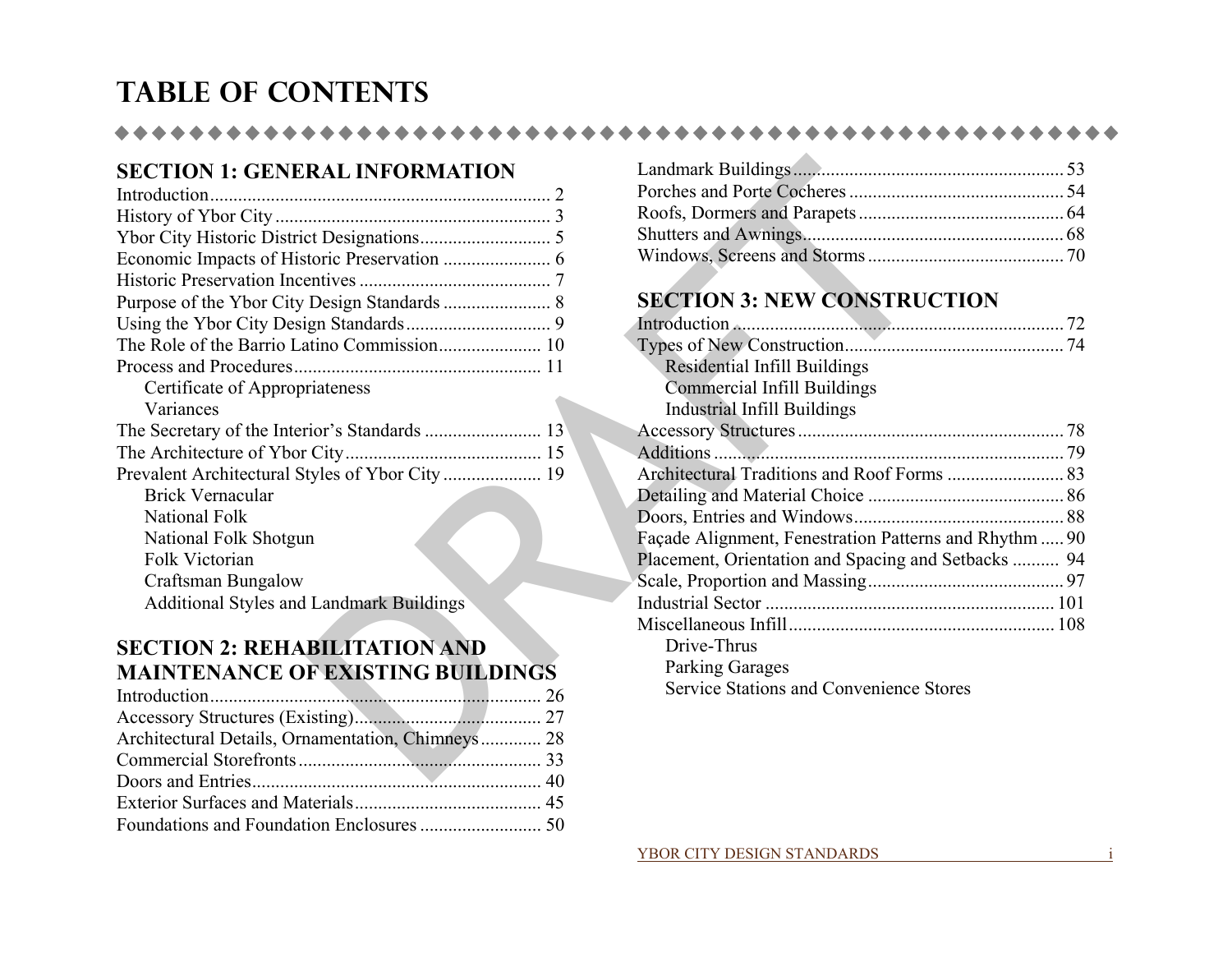# TABLE OF CONTENTS

## SECTION 1: GENERAL INFORMATION

Introduction........................................................................ 2
History of Ybor City........................................................... 3
Ybor City Historic District Designations............................ 5
Economic Impacts of Historic Preservation ....................... 6
Historic Preservation Incentives ......................................... 7
Purpose of the Ybor City Design Standards ....................... 8
Using the Ybor City Design Standards............................... 9
The Role of the Barrio Latino Commission...................... 10
Process and Procedures..................................................... 11
- Certificate of Appropriateness
- Variances

The Secretary of the Interior's Standards ......................... 13
The Architecture of Ybor City.......................................... 15
Prevalent Architectural Styles of Ybor City ..................... 19
- Brick Vernacular
- National Folk
- National Folk Shotgun
- Folk Victorian
- Craftsman Bungalow
- Additional Styles and Landmark Buildings

## SECTION 2: REHABILITATION AND MAINTENANCE OF EXISTING BUILDINGS

Introduction....................................................................... 26
Accessory Structures (Existing)......................................... 27
Architectural Details, Ornamentation, Chimneys............. 28
Commercial Storefronts.................................................... 33
Doors and Entries.............................................................. 40
Exterior Surfaces and Materials........................................ 45
Foundations and Foundation Enclosures .......................... 50
Landmark Buildings.......................................................... 53
Porches and Porte Cocheres .............................................. 54
Roofs, Dormers and Parapets ............................................ 64
Shutters and Awnings........................................................ 68
Windows, Screens and Storms .......................................... 70

## SECTION 3: NEW CONSTRUCTION

Introduction....................................................................... 72
Types of New Construction............................................... 74
- Residential Infill Buildings
- Commercial Infill Buildings
- Industrial Infill Buildings

Accessory Structures......................................................... 78
Additions........................................................................... 79
Architectural Traditions and Roof Forms ......................... 83
Detailing and Material Choice .......................................... 86
Doors, Entries and Windows............................................. 88
Façade Alignment, Fenestration Patterns and Rhythm ..... 90
Placement, Orientation and Spacing and Setbacks .......... 94
Scale, Proportion and Massing.......................................... 97
Industrial Sector .............................................................. 101
Miscellaneous Infill......................................................... 108
- Drive-Thrus
- Parking Garages
- Service Stations and Convenience Stores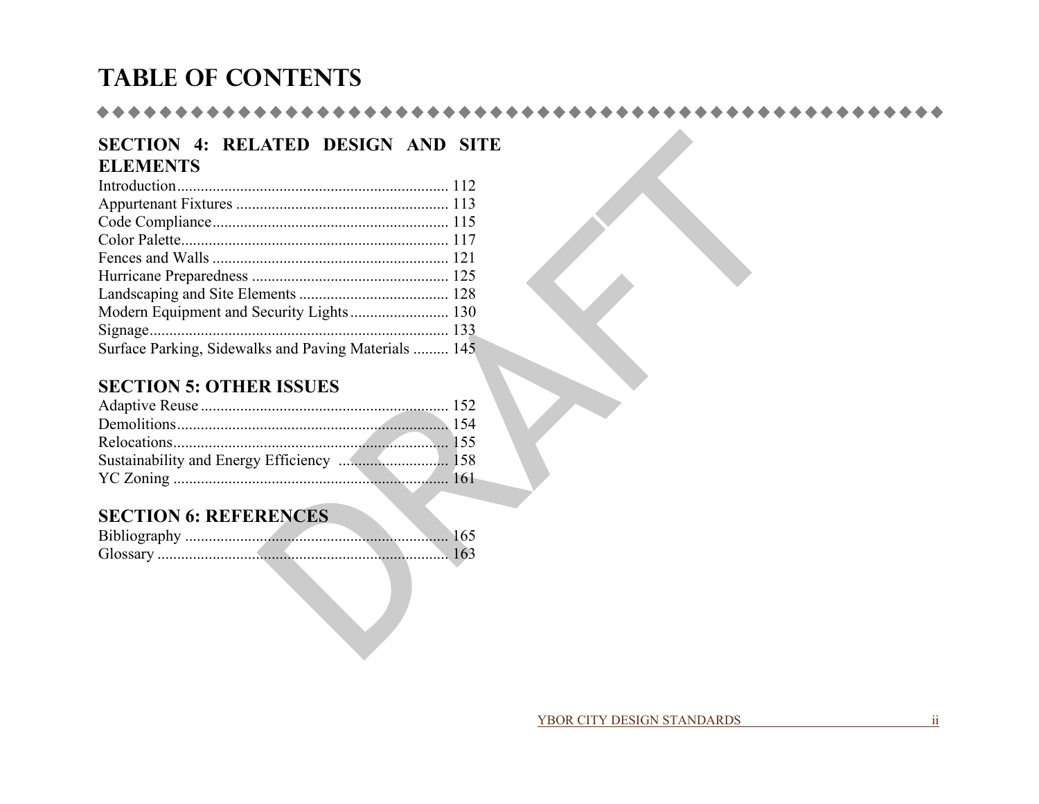# TABLE OF CONTENTS

## SECTION 4: RELATED DESIGN AND SITE ELEMENTS

Introduction .................................................................... 112
Appurtenant Fixtures ..................................................... 113
Code Compliance ........................................................... 115
Color Palette ................................................................... 117
Fences and Walls ............................................................ 121
Hurricane Preparedness .................................................. 125
Landscaping and Site Elements ...................................... 128
Modern Equipment and Security Lights ......................... 130
Signage ........................................................................... 133
Surface Parking, Sidewalks and Paving Materials ......... 145

## SECTION 5: OTHER ISSUES

Adaptive Reuse .............................................................. 152
Demolitions .................................................................... 154
Relocations ..................................................................... 155
Sustainability and Energy Efficiency ........................... 158
YC Zoning ..................................................................... 161

## SECTION 6: REFERENCES

Bibliography .................................................................. 165
Glossary ......................................................................... 163